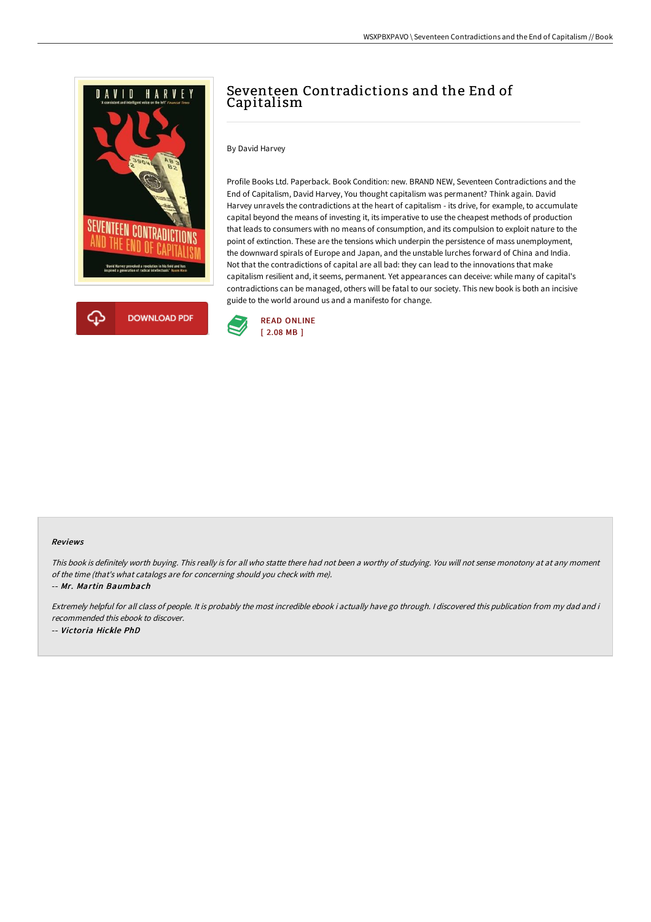# Seventeen Contradictions and the End of Capitalism

By David Harvey

Profile Books Ltd. Paperback. Book Condition: new. BRAND NEW, Seventeen Contradictions and the End of Capitalism, David Harvey, You thought capitalism was permanent? Think again. David Harvey unravels the contradictions at the heart of capitalism - its drive, for example, to accumulate capital beyond the means of investing it, its imperative to use the cheapest methods of production that leads to consumers with no means of consumption, and its compulsion to exploit nature to the point of extinction. These are the tensions which underpin the persistence of mass unemployment, the downward spirals of Europe and Japan, and the unstable lurches forward of China and India. Not that the contradictions of capital are all bad: they can lead to the innovations that make capitalism resilient and, it seems, permanent. Yet appearances can deceive: while many of capital's contradictions can be managed, others will be fatal to our society. This new book is both an incisive guide to the world around us and a manifesto for change.

DOWNLOAD PDF

READ ONLINE
[ 2.08 MB ]

### Reviews

*This book is definitely worth buying. This really is for all who statte there had not been a worthy of studying. You will not sense monotony at at any moment of the time (that's what catalogs are for concerning should you check with me).*

*-- Mr. Martin Baumbach*

*Extremely helpful for all class of people. It is probably the most incredible ebook i actually have go through. I discovered this publication from my dad and i recommended this ebook to discover.*

*-- Victoria Hickle PhD*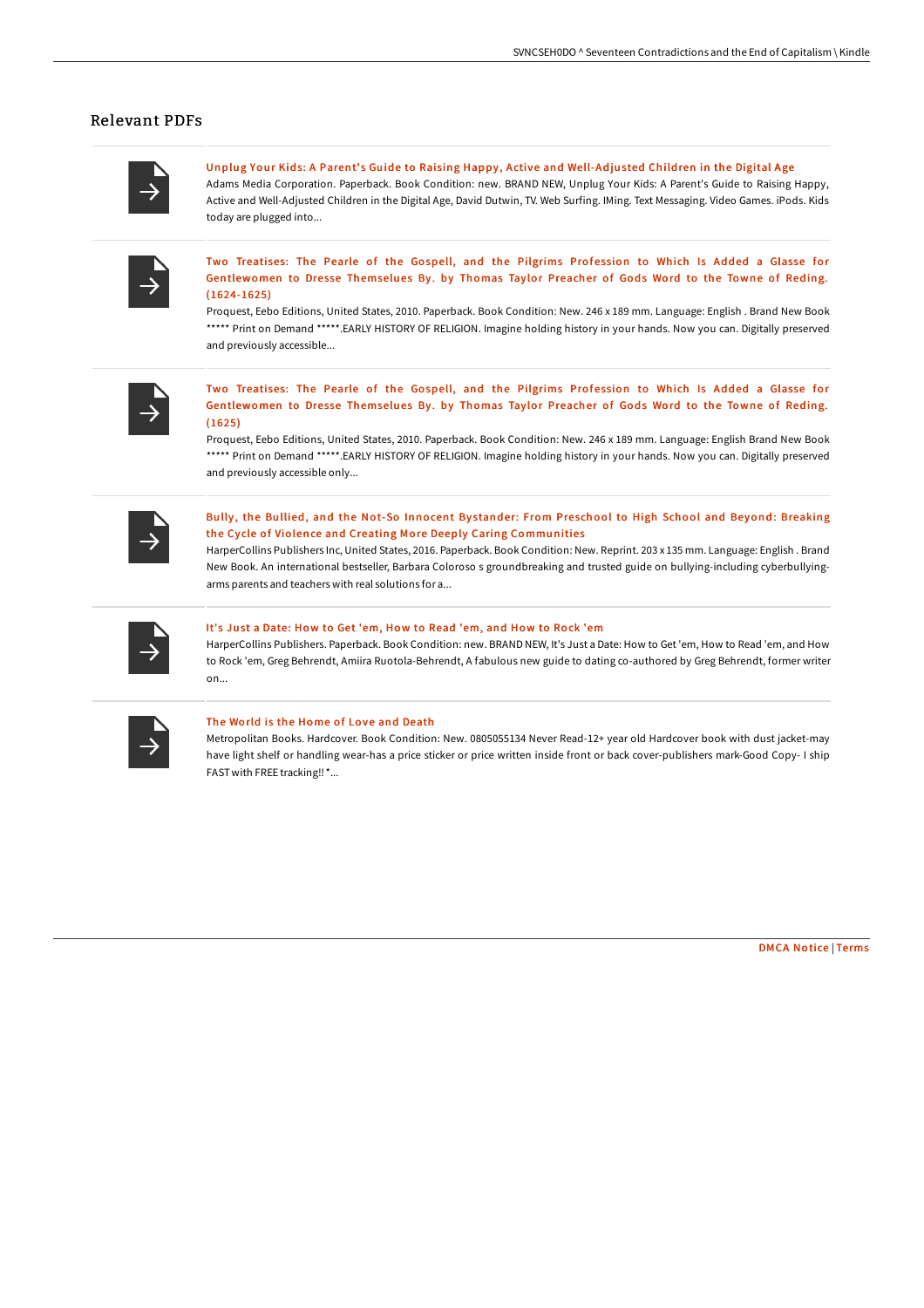## Relevant PDFs

**Unplug Your Kids: A Parent's Guide to Raising Happy, Active and Well-Adjusted Children in the Digital Age**

Adams Media Corporation. Paperback. Book Condition: new. BRAND NEW, Unplug Your Kids: A Parent's Guide to Raising Happy, Active and Well-Adjusted Children in the Digital Age, David Dutwin, TV. Web Surfing. IMing. Text Messaging. Video Games. iPods. Kids today are plugged into...

**Two Treatises: The Pearle of the Gospell, and the Pilgrims Profession to Which Is Added a Glasse for Gentlewomen to Dresse Themselues By. by Thomas Taylor Preacher of Gods Word to the Towne of Reding. (1624-1625)**

Proquest, Eebo Editions, United States, 2010. Paperback. Book Condition: New. 246 x 189 mm. Language: English . Brand New Book ***** Print on Demand *****.EARLY HISTORY OF RELIGION. Imagine holding history in your hands. Now you can. Digitally preserved and previously accessible...

**Two Treatises: The Pearle of the Gospell, and the Pilgrims Profession to Which Is Added a Glasse for Gentlewomen to Dresse Themselues By. by Thomas Taylor Preacher of Gods Word to the Towne of Reding. (1625)**

Proquest, Eebo Editions, United States, 2010. Paperback. Book Condition: New. 246 x 189 mm. Language: English Brand New Book ***** Print on Demand *****.EARLY HISTORY OF RELIGION. Imagine holding history in your hands. Now you can. Digitally preserved and previously accessible only...

**Bully, the Bullied, and the Not-So Innocent Bystander: From Preschool to High School and Beyond: Breaking the Cycle of Violence and Creating More Deeply Caring Communities**

HarperCollins Publishers Inc, United States, 2016. Paperback. Book Condition: New. Reprint. 203 x 135 mm. Language: English . Brand New Book. An international bestseller, Barbara Coloroso s groundbreaking and trusted guide on bullying-including cyberbullying-arms parents and teachers with real solutions for a...

**It's Just a Date: How to Get 'em, How to Read 'em, and How to Rock 'em**

HarperCollins Publishers. Paperback. Book Condition: new. BRAND NEW, It's Just a Date: How to Get 'em, How to Read 'em, and How to Rock 'em, Greg Behrendt, Amiira Ruotola-Behrendt, A fabulous new guide to dating co-authored by Greg Behrendt, former writer on...

**The World is the Home of Love and Death**

Metropolitan Books. Hardcover. Book Condition: New. 0805055134 Never Read-12+ year old Hardcover book with dust jacket-may have light shelf or handling wear-has a price sticker or price written inside front or back cover-publishers mark-Good Copy- I ship FAST with FREE tracking!! *...

DMCA Notice | Terms